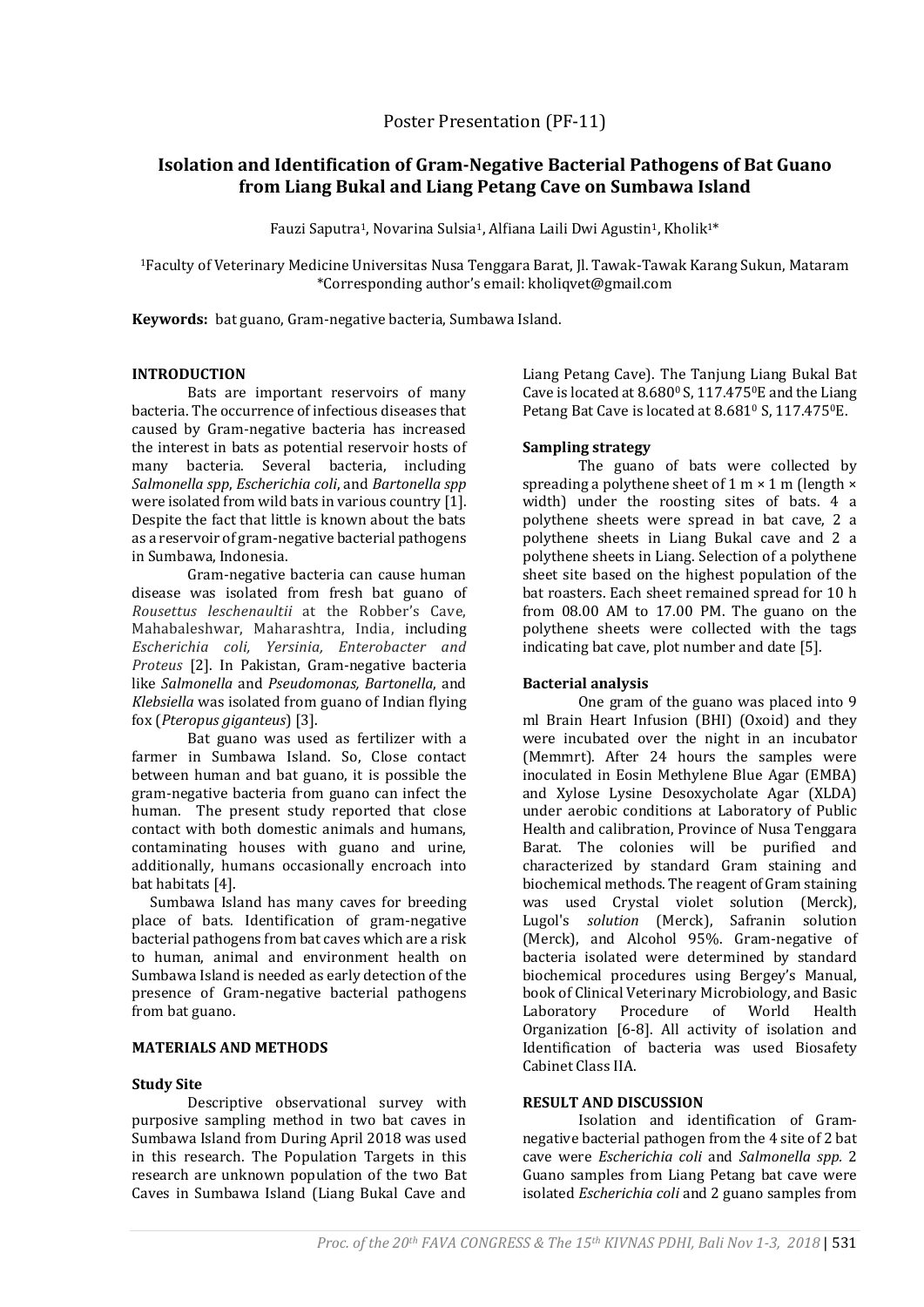Poster Presentation (PF-11)

# Isolation and Identification of Gram-Negative Bacterial Pathogens of Bat Guano from Liang Bukal and Liang Petang Cave on Sumbawa Island

Fauzi Saputra[1], Novarina Sulsia[1], Alfiana Laili Dwi Agustin[1], Kholik[1]*

[1]Faculty of Veterinary Medicine Universitas Nusa Tenggara Barat, Jl. Tawak-Tawak Karang Sukun, Mataram
*Corresponding author's email: kholiqvet@gmail.com

**Keywords:** bat guano, Gram-negative bacteria, Sumbawa Island.

## INTRODUCTION

Bats are important reservoirs of many bacteria. The occurrence of infectious diseases that caused by Gram-negative bacteria has increased the interest in bats as potential reservoir hosts of many bacteria. Several bacteria, including *Salmonella spp*, *Escherichia coli*, and *Bartonella spp* were isolated from wild bats in various country [1]. Despite the fact that little is known about the bats as a reservoir of gram-negative bacterial pathogens in Sumbawa, Indonesia.

Gram-negative bacteria can cause human disease was isolated from fresh bat guano of *Rousettus leschenaultii* at the Robber's Cave, Mahabaleshwar, Maharashtra, India, including *Escherichia coli, Yersinia, Enterobacter and Proteus* [2]. In Pakistan, Gram-negative bacteria like *Salmonella* and *Pseudomonas, Bartonella*, and *Klebsiella* was isolated from guano of Indian flying fox (*Pteropus giganteus*) [3].

Bat guano was used as fertilizer with a farmer in Sumbawa Island. So, Close contact between human and bat guano, it is possible the gram-negative bacteria from guano can infect the human. The present study reported that close contact with both domestic animals and humans, contaminating houses with guano and urine, additionally, humans occasionally encroach into bat habitats [4].

Sumbawa Island has many caves for breeding place of bats. Identification of gram-negative bacterial pathogens from bat caves which are a risk to human, animal and environment health on Sumbawa Island is needed as early detection of the presence of Gram-negative bacterial pathogens from bat guano.

## MATERIALS AND METHODS

### Study Site

Descriptive observational survey with purposive sampling method in two bat caves in Sumbawa Island from During April 2018 was used in this research. The Population Targets in this research are unknown population of the two Bat Caves in Sumbawa Island (Liang Bukal Cave and Liang Petang Cave). The Tanjung Liang Bukal Bat Cave is located at $8.680^0$ S, $117.475^0$E and the Liang Petang Bat Cave is located at $8.681^0$ S, $117.475^0$E.

### Sampling strategy

The guano of bats were collected by spreading a polythene sheet of 1 m × 1 m (length × width) under the roosting sites of bats. 4 a polythene sheets were spread in bat cave, 2 a polythene sheets in Liang Bukal cave and 2 a polythene sheets in Liang. Selection of a polythene sheet site based on the highest population of the bat roasters. Each sheet remained spread for 10 h from 08.00 AM to 17.00 PM. The guano on the polythene sheets were collected with the tags indicating bat cave, plot number and date [5].

### Bacterial analysis

One gram of the guano was placed into 9 ml Brain Heart Infusion (BHI) (Oxoid) and they were incubated over the night in an incubator (Memmrt). After 24 hours the samples were inoculated in Eosin Methylene Blue Agar (EMBA) and Xylose Lysine Desoxycholate Agar (XLDA) under aerobic conditions at Laboratory of Public Health and calibration, Province of Nusa Tenggara Barat. The colonies will be purified and characterized by standard Gram staining and biochemical methods. The reagent of Gram staining was used Crystal violet solution (Merck), Lugol's *solution* (Merck), Safranin solution (Merck), and Alcohol 95%. Gram-negative of bacteria isolated were determined by standard biochemical procedures using Bergey's Manual, book of Clinical Veterinary Microbiology, and Basic Laboratory Procedure of World Health Organization [6-8]. All activity of isolation and Identification of bacteria was used Biosafety Cabinet Class IIA.

## RESULT AND DISCUSSION

Isolation and identification of Gram-negative bacterial pathogen from the 4 site of 2 bat cave were *Escherichia coli* and *Salmonella spp*. 2 Guano samples from Liang Petang bat cave were isolated *Escherichia coli* and 2 guano samples from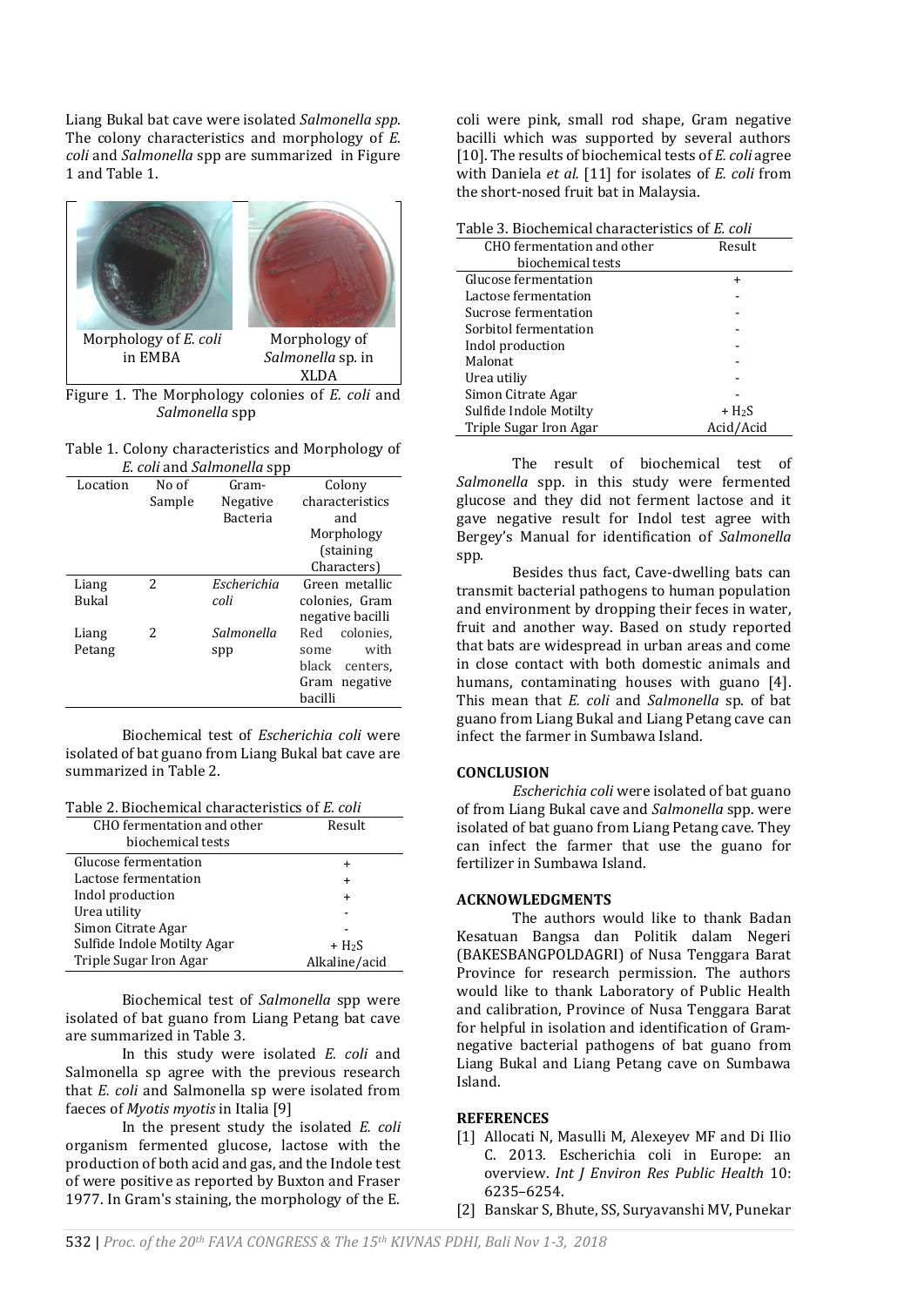Liang Bukal bat cave were isolated *Salmonella spp*. The colony characteristics and morphology of *E. coli* and *Salmonella* spp are summarized in Figure 1 and Table 1.

| Morphology of *E. coli* in EMBA | Morphology of *Salmonella* sp. in XLDA |
|---|---|

Figure 1. The Morphology colonies of *E. coli* and *Salmonella* spp

Table 1. Colony characteristics and Morphology of *E. coli* and *Salmonella* spp

| Location | No of Sample | Gram-Negative Bacteria | Colony characteristics and Morphology (staining Characters) |
|---|---|---|---|
| Liang Bukal | 2 | *Escherichia coli* | Green metallic colonies, Gram negative bacilli |
| Liang Petang | 2 | *Salmonella* spp | Red colonies, some with black centers, Gram negative bacilli |

Biochemical test of *Escherichia coli* were isolated of bat guano from Liang Bukal bat cave are summarized in Table 2.

Table 2. Biochemical characteristics of *E. coli*

| CHO fermentation and other biochemical tests | Result |
|---|---|
| Glucose fermentation | + |
| Lactose fermentation | + |
| Indol production | + |
| Urea utility | - |
| Simon Citrate Agar | - |
| Sulfide Indole Motilty Agar | + $H_2S$ |
| Triple Sugar Iron Agar | Alkaline/acid |

Biochemical test of *Salmonella* spp were isolated of bat guano from Liang Petang bat cave are summarized in Table 3.

In this study were isolated *E. coli* and Salmonella sp agree with the previous research that *E. coli* and Salmonella sp were isolated from faeces of *Myotis myotis* in Italia [9]

In the present study the isolated *E. coli* organism fermented glucose, lactose with the production of both acid and gas, and the Indole test of were positive as reported by Buxton and Fraser 1977. In Gram's staining, the morphology of the E. coli were pink, small rod shape, Gram negative bacilli which was supported by several authors [10]. The results of biochemical tests of *E. coli* agree with Daniela *et al.* [11] for isolates of *E. coli* from the short-nosed fruit bat in Malaysia.

Table 3. Biochemical characteristics of *E. coli*

| CHO fermentation and other biochemical tests | Result |
|---|---|
| Glucose fermentation | + |
| Lactose fermentation | - |
| Sucrose fermentation | - |
| Sorbitol fermentation | - |
| Indol production | - |
| Malonat | - |
| Urea utiliy | - |
| Simon Citrate Agar | - |
| Sulfide Indole Motilty | + $H_2S$ |
| Triple Sugar Iron Agar | Acid/Acid |

The result of biochemical test of *Salmonella* spp. in this study were fermented glucose and they did not ferment lactose and it gave negative result for Indol test agree with Bergey's Manual for identification of *Salmonella* spp.

Besides thus fact, Cave-dwelling bats can transmit bacterial pathogens to human population and environment by dropping their feces in water, fruit and another way. Based on study reported that bats are widespread in urban areas and come in close contact with both domestic animals and humans, contaminating houses with guano [4]. This mean that *E. coli* and *Salmonella* sp. of bat guano from Liang Bukal and Liang Petang cave can infect the farmer in Sumbawa Island.

## CONCLUSION

*Escherichia coli* were isolated of bat guano of from Liang Bukal cave and *Salmonella* spp. were isolated of bat guano from Liang Petang cave. They can infect the farmer that use the guano for fertilizer in Sumbawa Island.

## ACKNOWLEDGMENTS

The authors would like to thank Badan Kesatuan Bangsa dan Politik dalam Negeri (BAKESBANGPOLDAGRI) of Nusa Tenggara Barat Province for research permission. The authors would like to thank Laboratory of Public Health and calibration, Province of Nusa Tenggara Barat for helpful in isolation and identification of Gram-negative bacterial pathogens of bat guano from Liang Bukal and Liang Petang cave on Sumbawa Island.

## REFERENCES

[1] Allocati N, Masulli M, Alexeyev MF and Di Ilio C. 2013. Escherichia coli in Europe: an overview. *Int J Environ Res Public Health* 10: 6235–6254.

[2] Banskar S, Bhute, SS, Suryavanshi MV, Punekar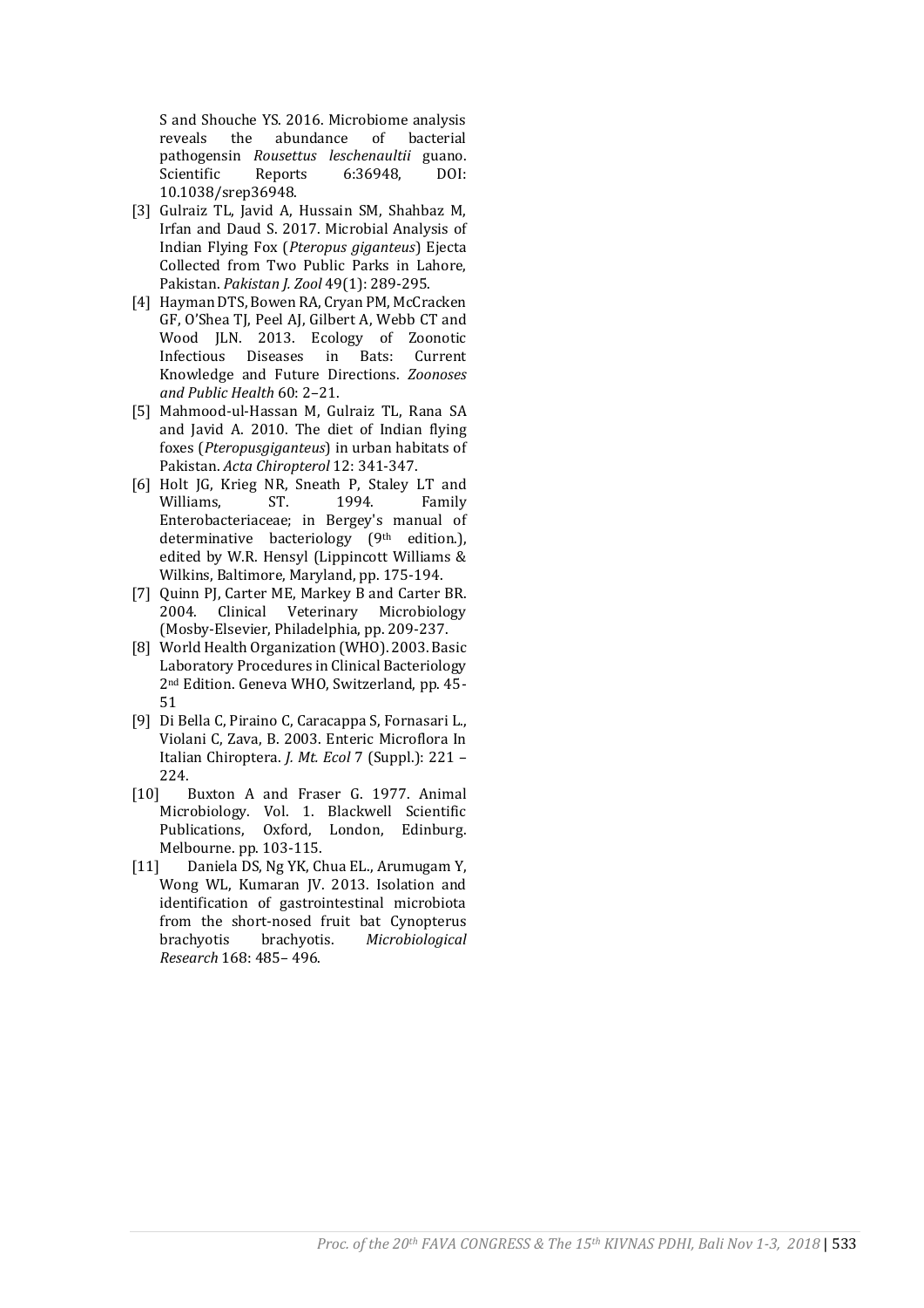S and Shouche YS. 2016. Microbiome analysis reveals the abundance of bacterial pathogensin *Rousettus leschenaultii* guano. Scientific Reports 6:36948, DOI: 10.1038/srep36948.

[3] Gulraiz TL, Javid A, Hussain SM, Shahbaz M, Irfan and Daud S. 2017. Microbial Analysis of Indian Flying Fox (*Pteropus giganteus*) Ejecta Collected from Two Public Parks in Lahore, Pakistan. *Pakistan J. Zool* 49(1): 289-295.

[4] Hayman DTS, Bowen RA, Cryan PM, McCracken GF, O'Shea TJ, Peel AJ, Gilbert A, Webb CT and Wood JLN. 2013. Ecology of Zoonotic Infectious Diseases in Bats: Current Knowledge and Future Directions. *Zoonoses and Public Health* 60: 2–21.

[5] Mahmood-ul-Hassan M, Gulraiz TL, Rana SA and Javid A. 2010. The diet of Indian flying foxes (*Pteropusgiganteus*) in urban habitats of Pakistan. *Acta Chiropterol* 12: 341-347.

[6] Holt JG, Krieg NR, Sneath P, Staley LT and Williams, ST. 1994. Family Enterobacteriaceae; in Bergey's manual of determinative bacteriology (9th edition.), edited by W.R. Hensyl (Lippincott Williams & Wilkins, Baltimore, Maryland, pp. 175-194.

[7] Quinn PJ, Carter ME, Markey B and Carter BR. 2004. Clinical Veterinary Microbiology (Mosby-Elsevier, Philadelphia, pp. 209-237.

[8] World Health Organization (WHO). 2003. Basic Laboratory Procedures in Clinical Bacteriology 2nd Edition. Geneva WHO, Switzerland, pp. 45-51

[9] Di Bella C, Piraino C, Caracappa S, Fornasari L., Violani C, Zava, B. 2003. Enteric Microflora In Italian Chiroptera. *J. Mt. Ecol* 7 (Suppl.): 221 – 224.

[10] Buxton A and Fraser G. 1977. Animal Microbiology. Vol. 1. Blackwell Scientific Publications, Oxford, London, Edinburg. Melbourne. pp. 103-115.

[11] Daniela DS, Ng YK, Chua EL., Arumugam Y, Wong WL, Kumaran JV. 2013. Isolation and identification of gastrointestinal microbiota from the short-nosed fruit bat Cynopterus brachyotis brachyotis. *Microbiological Research* 168: 485– 496.